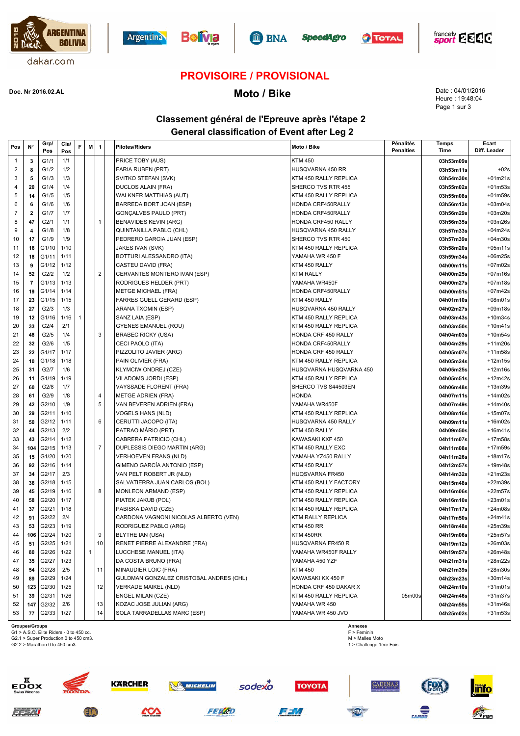dakar.com

# PROVISOIRE / PROVISIONAL

**Doc. Nr 2016.02.AL**

## Moto / Bike

Date : 04/01/2016
Heure : 19:48:04

### Classement général de l'Epreuve après l'étape 2
### General classification of Event after Leg 2

| Pos | N° | Grp/ Pos | Cla/ Pos | F | M | 1 | Pilotes/Riders | Moto / Bike | Pénalités Penalties | Temps Time | Ecart Diff. Leader |
|---|---|---|---|---|---|---|---|---|---|---|---|
| 1 | 3 | G1/1 | 1/1 | | | | PRICE TOBY (AUS) | KTM 450 | | 03h53m09s | |
| 2 | 8 | G1/2 | 1/2 | | | | FARIA RUBEN (PRT) | HUSQVARNA 450 RR | | 03h53m11s | +02s |
| 3 | 5 | G1/3 | 1/3 | | | | SVITKO STEFAN (SVK) | KTM 450 RALLY REPLICA | | 03h54m30s | +01m21s |
| 4 | 20 | G1/4 | 1/4 | | | | DUCLOS ALAIN (FRA) | SHERCO TVS RTR 455 | | 03h55m02s | +01m53s |
| 5 | 14 | G1/5 | 1/5 | | | | WALKNER MATTHIAS (AUT) | KTM 450 RALLY REPLICA | | 03h55m08s | +01m59s |
| 6 | 6 | G1/6 | 1/6 | | | | BARREDA BORT JOAN (ESP) | HONDA CRF450RALLY | | 03h56m13s | +03m04s |
| 7 | 2 | G1/7 | 1/7 | | | | GONÇALVES PAULO (PRT) | HONDA CRF450RALLY | | 03h56m29s | +03m20s |
| 8 | 47 | G2/1 | 1/1 | | | 1 | BENAVIDES KEVIN (ARG) | HONDA CRF450 RALLY | | 03h56m35s | +03m26s |
| 9 | 4 | G1/8 | 1/8 | | | | QUINTANILLA PABLO (CHL) | HUSQVARNA 450 RALLY | | 03h57m33s | +04m24s |
| 10 | 17 | G1/9 | 1/9 | | | | PEDRERO GARCIA JUAN (ESP) | SHERCO TVS RTR 450 | | 03h57m39s | +04m30s |
| 11 | 16 | G1/10 | 1/10 | | | | JAKES IVAN (SVK) | KTM 450 RALLY REPLICA | | 03h58m20s | +05m11s |
| 12 | 18 | G1/11 | 1/11 | | | | BOTTURI ALESSANDRO (ITA) | YAMAHA WR 450 F | | 03h59m34s | +06m25s |
| 13 | 9 | G1/12 | 1/12 | | | | CASTEU DAVID (FRA) | KTM 450 RALLY | | 04h00m11s | +07m02s |
| 14 | 52 | G2/2 | 1/2 | | | 2 | CERVANTES MONTERO IVAN (ESP) | KTM RALLY | | 04h00m25s | +07m16s |
| 15 | 7 | G1/13 | 1/13 | | | | RODRIGUES HELDER (PRT) | YAMAHA WR450F | | 04h00m27s | +07m18s |
| 16 | 19 | G1/14 | 1/14 | | | | METGE MICHAEL (FRA) | HONDA CRF450RALLY | | 04h00m51s | +07m42s |
| 17 | 23 | G1/15 | 1/15 | | | | FARRES GUELL GERARD (ESP) | KTM 450 RALLY | | 04h01m10s | +08m01s |
| 18 | 27 | G2/3 | 1/3 | | | | ARANA TXOMIN (ESP) | HUSQVARNA 450 RALLY | | 04h02m27s | +09m18s |
| 19 | 12 | G1/16 | 1/16 | 1 | | | SANZ LAIA (ESP) | KTM 450 RALLY REPLICA | | 04h03m43s | +10m34s |
| 20 | 33 | G2/4 | 2/1 | | | | GYENES EMANUEL (ROU) | KTM 450 RALLY REPLICA | | 04h03m50s | +10m41s |
| 21 | 48 | G2/5 | 1/4 | | | 3 | BRABEC RICKY (USA) | HONDA CRF 450 RALLY | | 04h04m03s | +10m54s |
| 22 | 32 | G2/6 | 1/5 | | | | CECI PAOLO (ITA) | HONDA CRF450RALLY | | 04h04m29s | +11m20s |
| 23 | 22 | G1/17 | 1/17 | | | | PIZZOLITO JAVIER (ARG) | HONDA CRF 450 RALLY | | 04h05m07s | +11m58s |
| 24 | 10 | G1/18 | 1/18 | | | | PAIN OLIVIER (FRA) | KTM 450 RALLY REPLICA | | 04h05m24s | +12m15s |
| 25 | 31 | G2/7 | 1/6 | | | | KLYMCIW ONDREJ (CZE) | HUSQVARNA HUSQVARNA 450 | | 04h05m25s | +12m16s |
| 26 | 11 | G1/19 | 1/19 | | | | VILADOMS JORDI (ESP) | KTM 450 RALLY REPLICA | | 04h05m51s | +12m42s |
| 27 | 60 | G2/8 | 1/7 | | | | VAYSSADE FLORENT (FRA) | SHERCO TVS S44503EN | | 04h06m48s | +13m39s |
| 28 | 61 | G2/9 | 1/8 | | | 4 | METGE ADRIEN (FRA) | HONDA | | 04h07m11s | +14m02s |
| 29 | 42 | G2/10 | 1/9 | | | 5 | VAN BEVEREN ADRIEN (FRA) | YAMAHA WR450F | | 04h07m49s | +14m40s |
| 30 | 29 | G2/11 | 1/10 | | | | VOGELS HANS (NLD) | KTM 450 RALLY REPLICA | | 04h08m16s | +15m07s |
| 31 | 50 | G2/12 | 1/11 | | | 6 | CERUTTI JACOPO (ITA) | HUSQVARNA 450 RALLY | | 04h09m11s | +16m02s |
| 32 | 44 | G2/13 | 2/2 | | | | PATRAO MÁRIO (PRT) | KTM 450 RALLY | | 04h09m50s | +16m41s |
| 33 | 43 | G2/14 | 1/12 | | | | CABRERA PATRICIO (CHL) | KAWASAKI KXF 450 | | 04h11m07s | +17m58s |
| 34 | 104 | G2/15 | 1/13 | | | 7 | DUPLESSIS DIEGO MARTIN (ARG) | KTM 450 RALLY EXC | | 04h11m08s | +17m59s |
| 35 | 15 | G1/20 | 1/20 | | | | VERHOEVEN FRANS (NLD) | YAMAHA YZ450 RALLY | | 04h11m26s | +18m17s |
| 36 | 92 | G2/16 | 1/14 | | | | GIMENO GARCÍA ANTONIO (ESP) | KTM 450 RALLY | | 04h12m57s | +19m48s |
| 37 | 34 | G2/17 | 2/3 | | | | VAN PELT ROBERT JR (NLD) | HUQSVARNA FR450 | | 04h14m32s | +21m23s |
| 38 | 36 | G2/18 | 1/15 | | | | SALVATIERRA JUAN CARLOS (BOL) | KTM 450 RALLY FACTORY | | 04h15m48s | +22m39s |
| 39 | 45 | G2/19 | 1/16 | | | 8 | MONLEON ARMAND (ESP) | KTM 450 RALLY REPLICA | | 04h16m06s | +22m57s |
| 40 | 58 | G2/20 | 1/17 | | | | PIATEK JAKUB (POL) | KTM 450 RALLY REPLICA | | 04h16m10s | +23m01s |
| 41 | 37 | G2/21 | 1/18 | | | | PABISKA DAVID (CZE) | KTM 450 RALLY REPLICA | | 04h17m17s | +24m08s |
| 42 | 91 | G2/22 | 2/4 | | | | CARDONA VAGNONI NICOLAS ALBERTO (VEN) | KTM RALLY REPLICA | | 04h17m50s | +24m41s |
| 43 | 53 | G2/23 | 1/19 | | | | RODRIGUEZ PABLO (ARG) | KTM 450 RR | | 04h18m48s | +25m39s |
| 44 | 106 | G2/24 | 1/20 | | | 9 | BLYTHE IAN (USA) | KTM 450RR | | 04h19m06s | +25m57s |
| 45 | 51 | G2/25 | 1/21 | | | 10 | RENET PIERRE ALEXANDRE (FRA) | HUSQVARNA FR450 R | | 04h19m12s | +26m03s |
| 46 | 80 | G2/26 | 1/22 | | 1 | | LUCCHESE MANUEL (ITA) | YAMAHA WR450F RALLY | | 04h19m57s | +26m48s |
| 47 | 35 | G2/27 | 1/23 | | | | DA COSTA BRUNO (FRA) | YAMAHA 450 YZF | | 04h21m31s | +28m22s |
| 48 | 54 | G2/28 | 2/5 | | | 11 | MINAUDIER LOIC (FRA) | KTM 450 | | 04h21m39s | +28m30s |
| 49 | 89 | G2/29 | 1/24 | | | | GULDMAN GONZALEZ CRISTOBAL ANDRES (CHL) | KAWASAKI KX 450 F | | 04h23m23s | +30m14s |
| 50 | 123 | G2/30 | 1/25 | | | 12 | VERKADE MAIKEL (NLD) | HONDA CRF 450 DAKAR X | | 04h24m10s | +31m01s |
| 51 | 39 | G2/31 | 1/26 | | | | ENGEL MILAN (CZE) | KTM 450 RALLY REPLICA | 05m00s | 04h24m46s | +31m37s |
| 52 | 147 | G2/32 | 2/6 | | | 13 | KOZAC JOSE JULIAN (ARG) | YAMAHA WR 450 | | 04h24m55s | +31m46s |
| 53 | 77 | G2/33 | 1/27 | | | 14 | SOLA TARRADELLAS MARC (ESP) | YAMAHA WR 450 JVO | | 04h25m02s | +31m53s |

**Groupes/Groups**
G1 > A.S.O. Elite Riders - 0 to 450 cc.
G2.1 > Super Production 0 to 450 cm3.
G2.2 > Marathon 0 to 450 cm3.

**Annexes**
F > Feminin
M > Malles Moto
1 > Challenge 1ère Fois.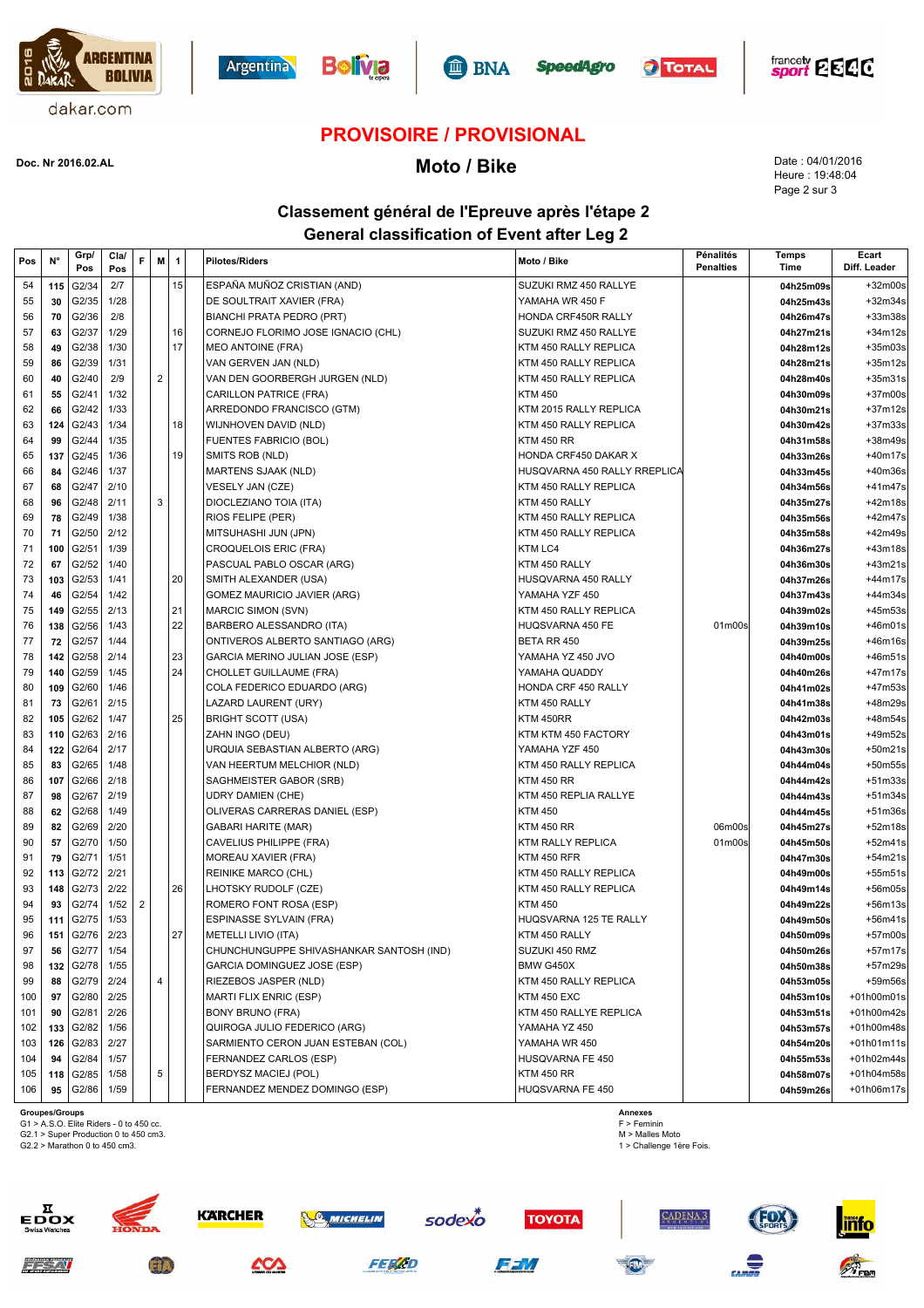Doc. Nr 2016.02.AL

# PROVISOIRE / PROVISIONAL

## Moto / Bike

Date : 04/01/2016
Heure : 19:48:04

### Classement général de l'Epreuve après l'étape 2
### General classification of Event after Leg 2

| Pos | N° | Grp/ Pos | Cla/ Pos | F | M | 1 | Pilotes/Riders | Moto / Bike | Pénalités Penalties | Temps Time | Ecart Diff. Leader |
|---|---|---|---|---|---|---|---|---|---|---|---|
| 54 | 115 | G2/34 | 2/7 | | | 15 | ESPAÑA MUÑOZ CRISTIAN (AND) | SUZUKI RMZ 450 RALLYE | | 04h25m09s | +32m00s |
| 55 | 30 | G2/35 | 1/28 | | | | DE SOULTRAIT XAVIER (FRA) | YAMAHA WR 450 F | | 04h25m43s | +32m34s |
| 56 | 70 | G2/36 | 2/8 | | | | BIANCHI PRATA PEDRO (PRT) | HONDA CRF450R RALLY | | 04h26m47s | +33m38s |
| 57 | 63 | G2/37 | 1/29 | | | 16 | CORNEJO FLORIMO JOSE IGNACIO (CHL) | SUZUKI RMZ 450 RALLYE | | 04h27m21s | +34m12s |
| 58 | 49 | G2/38 | 1/30 | | | 17 | MEO ANTOINE (FRA) | KTM 450 RALLY REPLICA | | 04h28m12s | +35m03s |
| 59 | 86 | G2/39 | 1/31 | | | | VAN GERVEN JAN (NLD) | KTM 450 RALLY REPLICA | | 04h28m21s | +35m12s |
| 60 | 40 | G2/40 | 2/9 | | 2 | | VAN DEN GOORBERGH JURGEN (NLD) | KTM 450 RALLY REPLICA | | 04h28m40s | +35m31s |
| 61 | 55 | G2/41 | 1/32 | | | | CARILLON PATRICE (FRA) | KTM 450 | | 04h30m09s | +37m00s |
| 62 | 66 | G2/42 | 1/33 | | | | ARREDONDO FRANCISCO (GTM) | KTM 2015 RALLY REPLICA | | 04h30m21s | +37m12s |
| 63 | 124 | G2/43 | 1/34 | | | 18 | WIJNHOVEN DAVID (NLD) | KTM 450 RALLY REPLICA | | 04h30m42s | +37m33s |
| 64 | 99 | G2/44 | 1/35 | | | | FUENTES FABRICIO (BOL) | KTM 450 RR | | 04h31m58s | +38m49s |
| 65 | 137 | G2/45 | 1/36 | | | 19 | SMITS ROB (NLD) | HONDA CRF450 DAKAR X | | 04h33m26s | +40m17s |
| 66 | 84 | G2/46 | 1/37 | | | | MARTENS SJAAK (NLD) | HUSQVARNA 450 RALLY RREPLICA | | 04h33m45s | +40m36s |
| 67 | 68 | G2/47 | 2/10 | | | | VESELY JAN (CZE) | KTM 450 RALLY REPLICA | | 04h34m56s | +41m47s |
| 68 | 96 | G2/48 | 2/11 | | 3 | | DIOCLEZIANO TOIA (ITA) | KTM 450 RALLY | | 04h35m27s | +42m18s |
| 69 | 78 | G2/49 | 1/38 | | | | RIOS FELIPE (PER) | KTM 450 RALLY REPLICA | | 04h35m56s | +42m47s |
| 70 | 71 | G2/50 | 2/12 | | | | MITSUHASHI JUN (JPN) | KTM 450 RALLY REPLICA | | 04h35m58s | +42m49s |
| 71 | 100 | G2/51 | 1/39 | | | | CROQUELOIS ERIC (FRA) | KTM LC4 | | 04h36m27s | +43m18s |
| 72 | 67 | G2/52 | 1/40 | | | | PASCUAL PABLO OSCAR (ARG) | KTM 450 RALLY | | 04h36m30s | +43m21s |
| 73 | 103 | G2/53 | 1/41 | | | 20 | SMITH ALEXANDER (USA) | HUSQVARNA 450 RALLY | | 04h37m26s | +44m17s |
| 74 | 46 | G2/54 | 1/42 | | | | GOMEZ MAURICIO JAVIER (ARG) | YAMAHA YZF 450 | | 04h37m43s | +44m34s |
| 75 | 149 | G2/55 | 2/13 | | | 21 | MARCIC SIMON (SVN) | KTM 450 RALLY REPLICA | | 04h39m02s | +45m53s |
| 76 | 138 | G2/56 | 1/43 | | | 22 | BARBERO ALESSANDRO (ITA) | HUQSVARNA 450 FE | 01m00s | 04h39m10s | +46m01s |
| 77 | 72 | G2/57 | 1/44 | | | | ONTIVEROS ALBERTO SANTIAGO (ARG) | BETA RR 450 | | 04h39m25s | +46m16s |
| 78 | 142 | G2/58 | 2/14 | | | 23 | GARCIA MERINO JULIAN JOSE (ESP) | YAMAHA YZ 450 JVO | | 04h40m00s | +46m51s |
| 79 | 140 | G2/59 | 1/45 | | | 24 | CHOLLET GUILLAUME (FRA) | YAMAHA QUADDY | | 04h40m26s | +47m17s |
| 80 | 109 | G2/60 | 1/46 | | | | COLA FEDERICO EDUARDO (ARG) | HONDA CRF 450 RALLY | | 04h41m02s | +47m53s |
| 81 | 73 | G2/61 | 2/15 | | | | LAZARD LAURENT (URY) | KTM 450 RALLY | | 04h41m38s | +48m29s |
| 82 | 105 | G2/62 | 1/47 | | | 25 | BRIGHT SCOTT (USA) | KTM 450RR | | 04h42m03s | +48m54s |
| 83 | 110 | G2/63 | 2/16 | | | | ZAHN INGO (DEU) | KTM KTM 450 FACTORY | | 04h43m01s | +49m52s |
| 84 | 122 | G2/64 | 2/17 | | | | URQUIA SEBASTIAN ALBERTO (ARG) | YAMAHA YZF 450 | | 04h43m30s | +50m21s |
| 85 | 83 | G2/65 | 1/48 | | | | VAN HEERTUM MELCHIOR (NLD) | KTM 450 RALLY REPLICA | | 04h44m04s | +50m55s |
| 86 | 107 | G2/66 | 2/18 | | | | SAGHMEISTER GABOR (SRB) | KTM 450 RR | | 04h44m42s | +51m33s |
| 87 | 98 | G2/67 | 2/19 | | | | UDRY DAMIEN (CHE) | KTM 450 REPLIA RALLYE | | 04h44m43s | +51m34s |
| 88 | 62 | G2/68 | 1/49 | | | | OLIVERAS CARRERAS DANIEL (ESP) | KTM 450 | | 04h44m45s | +51m36s |
| 89 | 82 | G2/69 | 2/20 | | | | GABARI HARITE (MAR) | KTM 450 RR | 06m00s | 04h45m27s | +52m18s |
| 90 | 57 | G2/70 | 1/50 | | | | CAVELIUS PHILIPPE (FRA) | KTM RALLY REPLICA | 01m00s | 04h45m50s | +52m41s |
| 91 | 79 | G2/71 | 1/51 | | | | MOREAU XAVIER (FRA) | KTM 450 RFR | | 04h47m30s | +54m21s |
| 92 | 113 | G2/72 | 2/21 | | | | REINIKE MARCO (CHL) | KTM 450 RALLY REPLICA | | 04h49m00s | +55m51s |
| 93 | 148 | G2/73 | 2/22 | | | 26 | LHOTSKY RUDOLF (CZE) | KTM 450 RALLY REPLICA | | 04h49m14s | +56m05s |
| 94 | 93 | G2/74 | 1/52 | 2 | | | ROMERO FONT ROSA (ESP) | KTM 450 | | 04h49m22s | +56m13s |
| 95 | 111 | G2/75 | 1/53 | | | | ESPINASSE SYLVAIN (FRA) | HUQSVARNA 125 TE RALLY | | 04h49m50s | +56m41s |
| 96 | 151 | G2/76 | 2/23 | | | 27 | METELLI LIVIO (ITA) | KTM 450 RALLY | | 04h50m09s | +57m00s |
| 97 | 56 | G2/77 | 1/54 | | | | CHUNCHUNGUPPE SHIVASHANKAR SANTOSH (IND) | SUZUKI 450 RMZ | | 04h50m26s | +57m17s |
| 98 | 132 | G2/78 | 1/55 | | | | GARCIA DOMINGUEZ JOSE (ESP) | BMW G450X | | 04h50m38s | +57m29s |
| 99 | 88 | G2/79 | 2/24 | | 4 | | RIEZEBOS JASPER (NLD) | KTM 450 RALLY REPLICA | | 04h53m05s | +59m56s |
| 100 | 97 | G2/80 | 2/25 | | | | MARTI FLIX ENRIC (ESP) | KTM 450 EXC | | 04h53m10s | +01h00m01s |
| 101 | 90 | G2/81 | 2/26 | | | | BONY BRUNO (FRA) | KTM 450 RALLYE REPLICA | | 04h53m51s | +01h00m42s |
| 102 | 133 | G2/82 | 1/56 | | | | QUIROGA JULIO FEDERICO (ARG) | YAMAHA YZ 450 | | 04h53m57s | +01h00m48s |
| 103 | 126 | G2/83 | 2/27 | | | | SARMIENTO CERON JUAN ESTEBAN (COL) | YAMAHA WR 450 | | 04h54m20s | +01h01m11s |
| 104 | 94 | G2/84 | 1/57 | | | | FERNANDEZ CARLOS (ESP) | HUSQVARNA FE 450 | | 04h55m53s | +01h02m44s |
| 105 | 118 | G2/85 | 1/58 | | 5 | | BERDYSZ MACIEJ (POL) | KTM 450 RR | | 04h58m07s | +01h04m58s |
| 106 | 95 | G2/86 | 1/59 | | | | FERNANDEZ MENDEZ DOMINGO (ESP) | HUSQVARNA FE 450 | | 04h59m26s | +01h06m17s |

**Groupes/Groups**
G1 > A.S.O. Elite Riders - 0 to 450 cc.
G2.1 > Super Production 0 to 450 cm3.
G2.2 > Marathon 0 to 450 cm3.

**Annexes**
F > Feminin
M > Malles Moto
1 > Challenge 1ère Fois.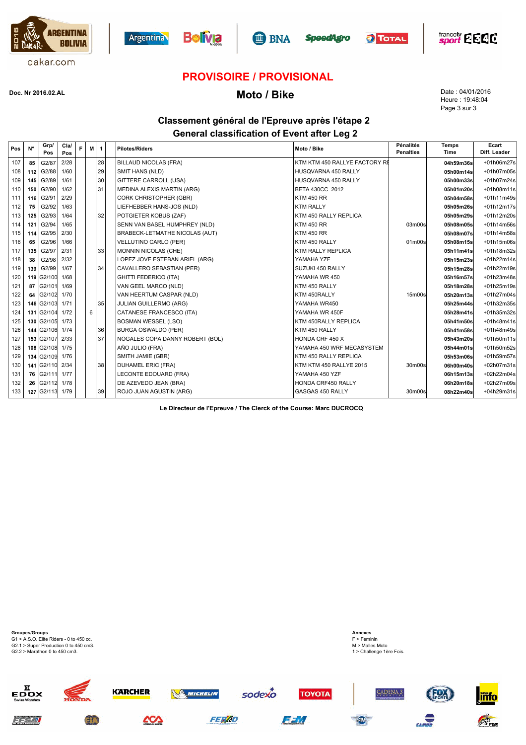## PROVISOIRE / PROVISIONAL

**Doc. Nr 2016.02.AL**

# Moto / Bike

Date : 04/01/2016
Heure : 19:48:04

## Classement général de l'Epreuve après l'étape 2
## General classification of Event after Leg 2

| Pos | N° | Grp/ Pos | Cla/ Pos | F | M | 1 | Pilotes/Riders | Moto / Bike | Pénalités Penalties | Temps Time | Ecart Diff. Leader |
|---|---|---|---|---|---|---|---|---|---|---|---|
| 107 | 85 | G2/87 | 2/28 | | | 28 | BILLAUD NICOLAS (FRA) | KTM KTM 450 RALLYE FACTORY RE | | 04h59m36s | +01h06m27s |
| 108 | 112 | G2/88 | 1/60 | | | 29 | SMIT HANS (NLD) | HUSQVARNA 450 RALLY | | 05h00m14s | +01h07m05s |
| 109 | 145 | G2/89 | 1/61 | | | 30 | GITTERE CARROLL (USA) | HUSQVARNA 450 RALLY | | 05h00m33s | +01h07m24s |
| 110 | 150 | G2/90 | 1/62 | | | 31 | MEDINA ALEXIS MARTIN (ARG) | BETA 430CC 2012 | | 05h01m20s | +01h08m11s |
| 111 | 116 | G2/91 | 2/29 | | | | CORK CHRISTOPHER (GBR) | KTM 450 RR | | 05h04m58s | +01h11m49s |
| 112 | 75 | G2/92 | 1/63 | | | | LIEFHEBBER HANS-JOS (NLD) | KTM RALLY | | 05h05m26s | +01h12m17s |
| 113 | 125 | G2/93 | 1/64 | | | 32 | POTGIETER KOBUS (ZAF) | KTM 450 RALLY REPLICA | | 05h05m29s | +01h12m20s |
| 114 | 121 | G2/94 | 1/65 | | | | SENN VAN BASEL HUMPHREY (NLD) | KTM 450 RR | 03m00s | 05h08m05s | +01h14m56s |
| 115 | 114 | G2/95 | 2/30 | | | | BRABECK-LETMATHE NICOLAS (AUT) | KTM 450 RR | | 05h08m07s | +01h14m58s |
| 116 | 65 | G2/96 | 1/66 | | | | VELLUTINO CARLO (PER) | KTM 450 RALLY | 01m00s | 05h08m15s | +01h15m06s |
| 117 | 135 | G2/97 | 2/31 | | | 33 | MONNIN NICOLAS (CHE) | KTM RALLY REPLICA | | 05h11m41s | +01h18m32s |
| 118 | 38 | G2/98 | 2/32 | | | | LOPEZ JOVE ESTEBAN ARIEL (ARG) | YAMAHA YZF | | 05h15m23s | +01h22m14s |
| 119 | 139 | G2/99 | 1/67 | | | 34 | CAVALLERO SEBASTIAN (PER) | SUZUKI 450 RALLY | | 05h15m28s | +01h22m19s |
| 120 | 119 | G2/100 | 1/68 | | | | GHITTI FEDERICO (ITA) | YAMAHA WR 450 | | 05h16m57s | +01h23m48s |
| 121 | 87 | G2/101 | 1/69 | | | | VAN GEEL MARCO (NLD) | KTM 450 RALLY | | 05h18m28s | +01h25m19s |
| 122 | 64 | G2/102 | 1/70 | | | | VAN HEERTUM CASPAR (NLD) | KTM 450RALLY | 15m00s | 05h20m13s | +01h27m04s |
| 123 | 146 | G2/103 | 1/71 | | | 35 | JULIAN GUILLERMO (ARG) | YAMAHA WR450 | | 05h25m44s | +01h32m35s |
| 124 | 131 | G2/104 | 1/72 | | 6 | | CATANESE FRANCESCO (ITA) | YAMAHA WR 450F | | 05h28m41s | +01h35m32s |
| 125 | 130 | G2/105 | 1/73 | | | | BOSMAN WESSEL (LSO) | KTM 450RALLY REPLICA | | 05h41m50s | +01h48m41s |
| 126 | 144 | G2/106 | 1/74 | | | 36 | BURGA OSWALDO (PER) | KTM 450 RALLY | | 05h41m58s | +01h48m49s |
| 127 | 153 | G2/107 | 2/33 | | | 37 | NOGALES COPA DANNY ROBERT (BOL) | HONDA CRF 450 X | | 05h43m20s | +01h50m11s |
| 128 | 108 | G2/108 | 1/75 | | | | AÑO JULIO (FRA) | YAMAHA 450 WRF MECASYSTEM | | 05h44m01s | +01h50m52s |
| 129 | 134 | G2/109 | 1/76 | | | | SMITH JAMIE (GBR) | KTM 450 RALLY REPLICA | | 05h53m06s | +01h59m57s |
| 130 | 141 | G2/110 | 2/34 | | | 38 | DUHAMEL ERIC (FRA) | KTM KTM 450 RALLYE 2015 | 30m00s | 06h00m40s | +02h07m31s |
| 131 | 76 | G2/111 | 1/77 | | | | LECONTE EDOUARD (FRA) | YAMAHA 450 YZF | | 06h15m13s | +02h22m04s |
| 132 | 26 | G2/112 | 1/78 | | | | DE AZEVEDO JEAN (BRA) | HONDA CRF450 RALLY | | 06h20m18s | +02h27m09s |
| 133 | 127 | G2/113 | 1/79 | | | 39 | ROJO JUAN AGUSTIN (ARG) | GASGAS 450 RALLY | 30m00s | 08h22m40s | +04h29m31s |

**Le Directeur de l'Epreuve / The Clerck of the Course: Marc DUCROCQ**

**Groupes/Groups**
G1 > A.S.O. Elite Riders - 0 to 450 cc.
G2.1 > Super Production 0 to 450 cm3.
G2.2 > Marathon 0 to 450 cm3.

**Annexes**
F > Feminin
M > Malles Moto
1 > Challenge 1ère Fois.